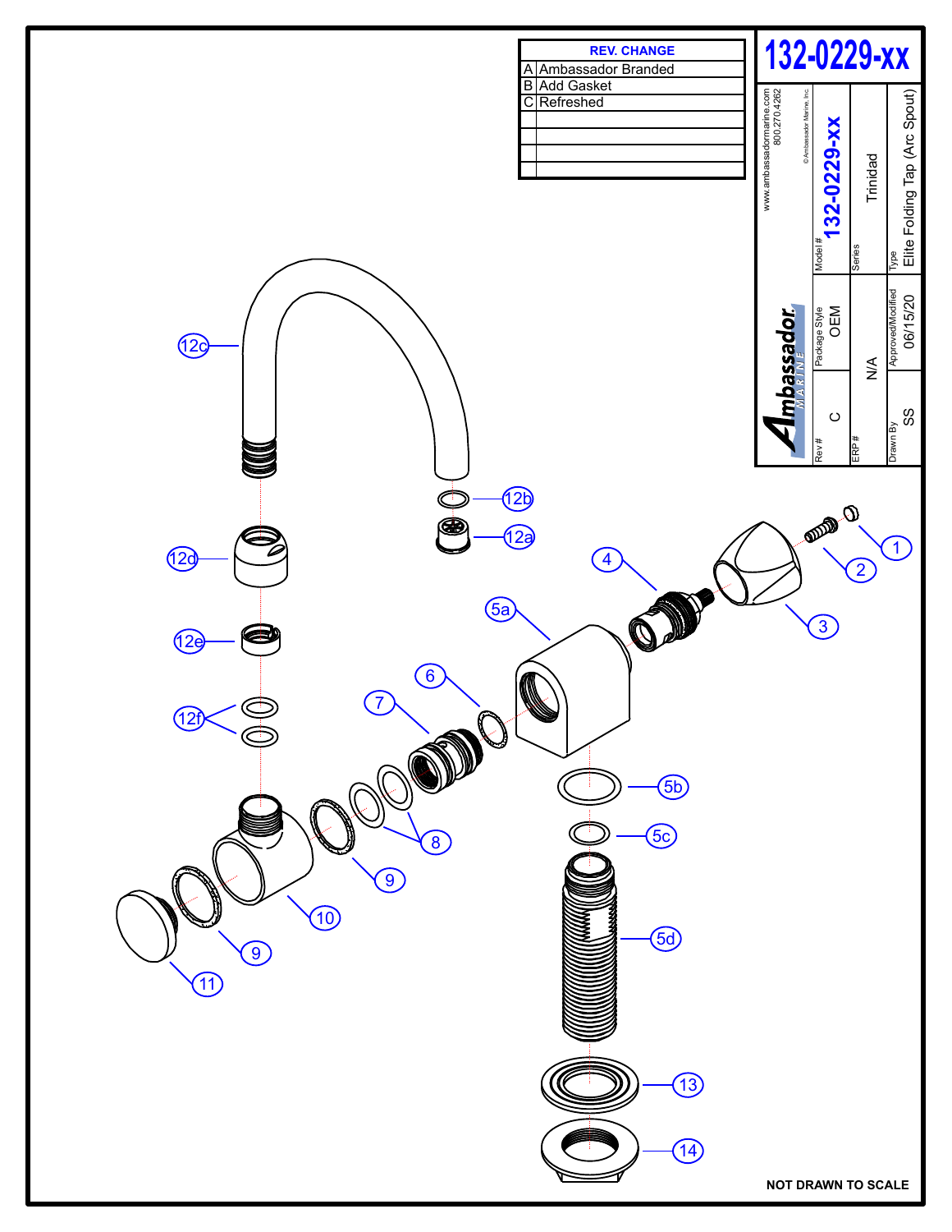# 132-0229-xx

| REV. | CHANGE |
|---|---|
| A | Ambassador Branded |
| B | Add Gasket |
| C | Refreshed |

www.ambassadormarine.com
800.270.4262

© Ambassador Marine, Inc.

Ambassador MARINE

| Model # | 132-0229-xx |
|---|---|
| Package Style | OEM |
| Series | Trinidad |
| Type | Elite Folding Tap (Arc Spout) |
| Rev # | C |
| ERP # | N/A |
| Drawn By | SS |
| Approved/Modified | 06/15/20 |

12c

12b

12a

12d

1

2

4

3

5a

12e

6

7

12f

5b

5c

8

9

10

5d

9

11

13

14

**NOT DRAWN TO SCALE**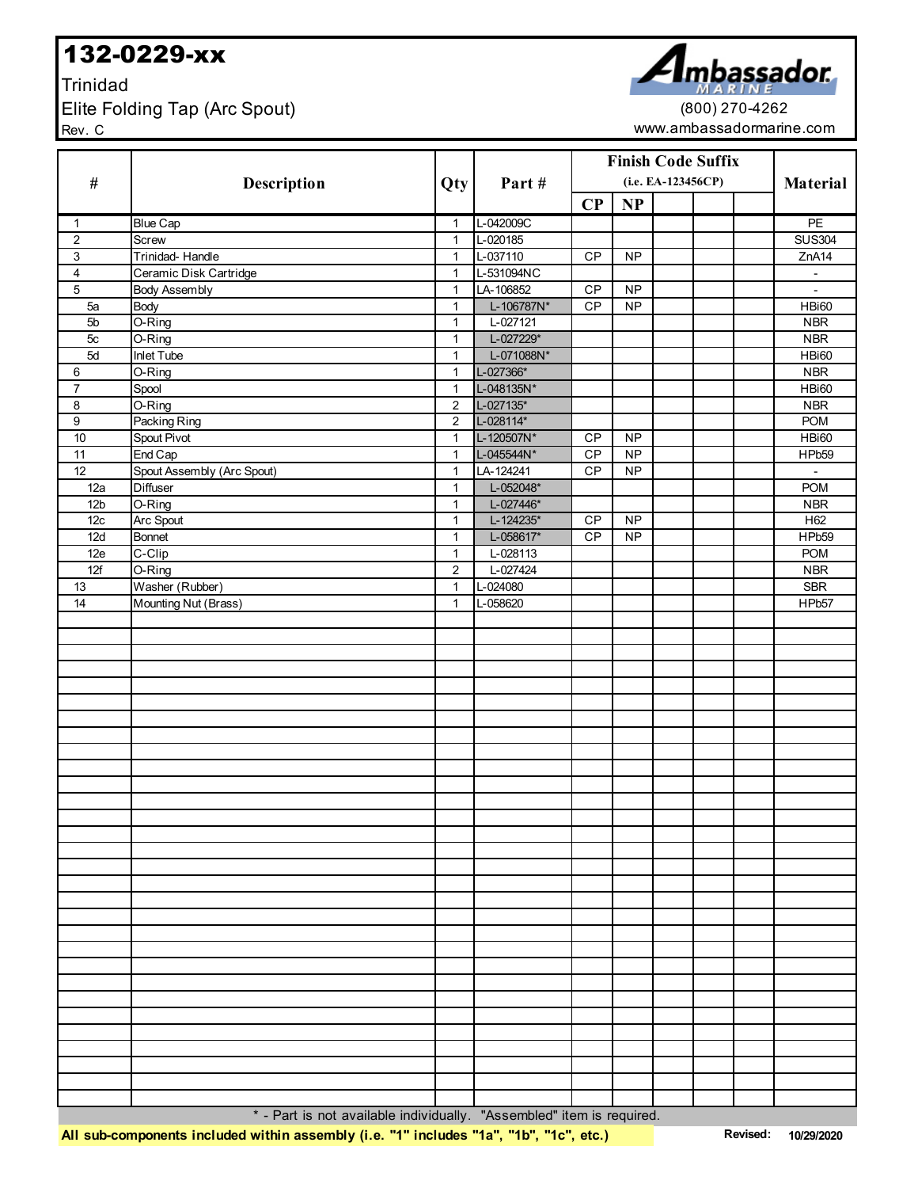# 132-0229-xx

Trinidad

Elite Folding Tap (Arc Spout)

Rev. C

Ambassador Marine

(800) 270-4262

www.ambassadormarine.com

| # | Description | Qty | Part # | Finish Code Suffix (i.e. EA-123456CP) | | | | | Material |
|---|---|---|---|---|---|---|---|---|---|
| | | | | CP | NP | | | | |
| 1 | Blue Cap | 1 | L-042009C | | | | | | PE |
| 2 | Screw | 1 | L-020185 | | | | | | SUS304 |
| 3 | Trinidad- Handle | 1 | L-037110 | CP | NP | | | | ZnA14 |
| 4 | Ceramic Disk Cartridge | 1 | L-531094NC | | | | | | - |
| 5 | Body Assembly | 1 | LA-106852 | CP | NP | | | | - |
| 5a | Body | 1 | L-106787N* | CP | NP | | | | HBi60 |
| 5b | O-Ring | 1 | L-027121 | | | | | | NBR |
| 5c | O-Ring | 1 | L-027229* | | | | | | NBR |
| 5d | Inlet Tube | 1 | L-071088N* | | | | | | HBi60 |
| 6 | O-Ring | 1 | L-027366* | | | | | | NBR |
| 7 | Spool | 1 | L-048135N* | | | | | | HBi60 |
| 8 | O-Ring | 2 | L-027135* | | | | | | NBR |
| 9 | Packing Ring | 2 | L-028114* | | | | | | POM |
| 10 | Spout Pivot | 1 | L-120507N* | CP | NP | | | | HBi60 |
| 11 | End Cap | 1 | L-045544N* | CP | NP | | | | HPb59 |
| 12 | Spout Assembly (Arc Spout) | 1 | LA-124241 | CP | NP | | | | - |
| 12a | Diffuser | 1 | L-052048* | | | | | | POM |
| 12b | O-Ring | 1 | L-027446* | | | | | | NBR |
| 12c | Arc Spout | 1 | L-124235* | CP | NP | | | | H62 |
| 12d | Bonnet | 1 | L-058617* | CP | NP | | | | HPb59 |
| 12e | C-Clip | 1 | L-028113 | | | | | | POM |
| 12f | O-Ring | 2 | L-027424 | | | | | | NBR |
| 13 | Washer (Rubber) | 1 | L-024080 | | | | | | SBR |
| 14 | Mounting Nut (Brass) | 1 | L-058620 | | | | | | HPb57 |

\* - Part is not available individually. "Assembled" item is required.

**All sub-components included within assembly (i.e. "1" includes "1a", "1b", "1c", etc.)**

**Revised: 10/29/2020**